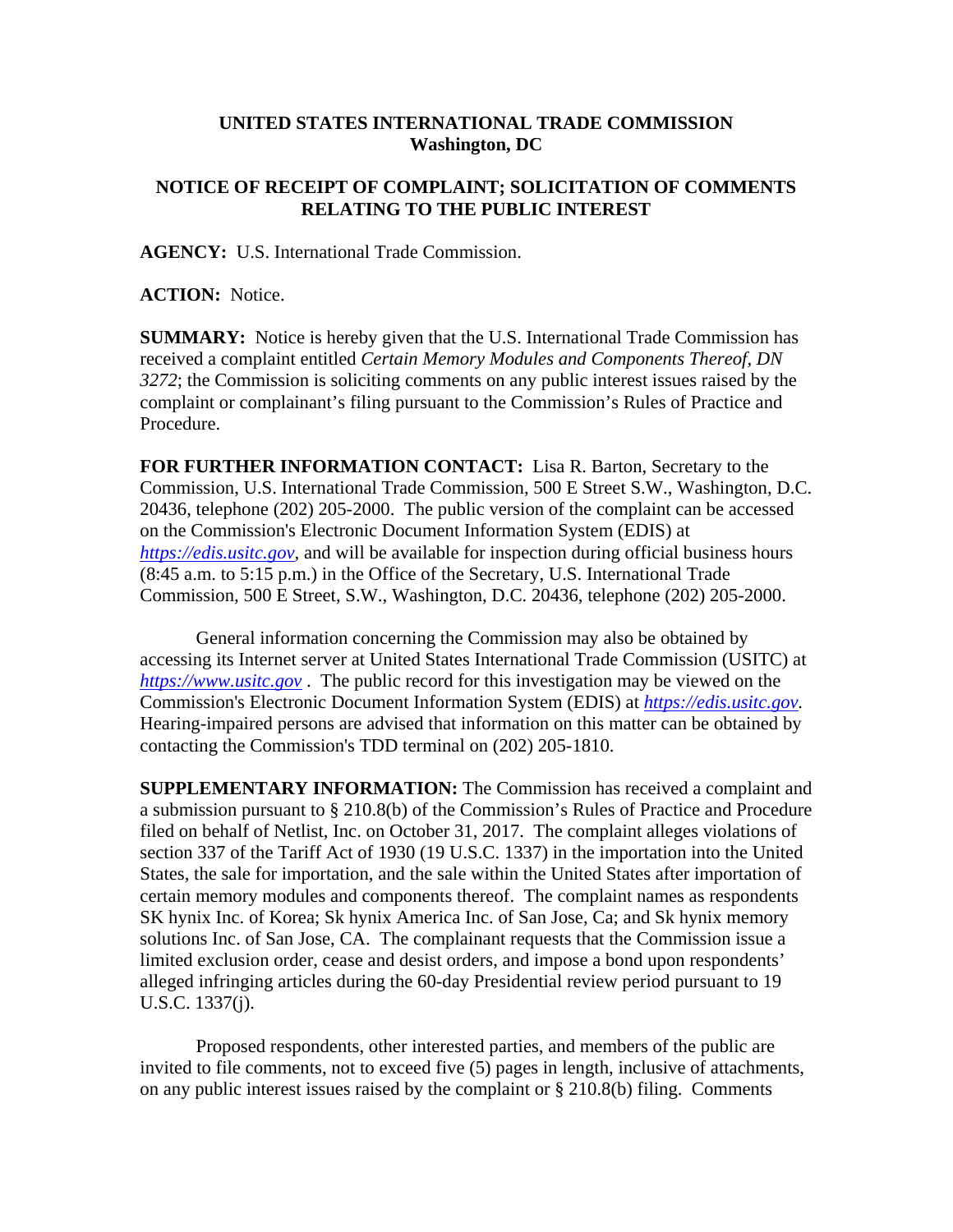**UNITED STATES INTERNATIONAL TRADE COMMISSION**
**Washington, DC**

**NOTICE OF RECEIPT OF COMPLAINT; SOLICITATION OF COMMENTS RELATING TO THE PUBLIC INTEREST**

**AGENCY:** U.S. International Trade Commission.

**ACTION:** Notice.

**SUMMARY:** Notice is hereby given that the U.S. International Trade Commission has received a complaint entitled *Certain Memory Modules and Components Thereof, DN 3272*; the Commission is soliciting comments on any public interest issues raised by the complaint or complainant's filing pursuant to the Commission's Rules of Practice and Procedure.

**FOR FURTHER INFORMATION CONTACT:** Lisa R. Barton, Secretary to the Commission, U.S. International Trade Commission, 500 E Street S.W., Washington, D.C. 20436, telephone (202) 205-2000. The public version of the complaint can be accessed on the Commission's Electronic Document Information System (EDIS) at *https://edis.usitc.gov*, and will be available for inspection during official business hours (8:45 a.m. to 5:15 p.m.) in the Office of the Secretary, U.S. International Trade Commission, 500 E Street, S.W., Washington, D.C. 20436, telephone (202) 205-2000.

General information concerning the Commission may also be obtained by accessing its Internet server at United States International Trade Commission (USITC) at *https://www.usitc.gov* . The public record for this investigation may be viewed on the Commission's Electronic Document Information System (EDIS) at *https://edis.usitc.gov.* Hearing-impaired persons are advised that information on this matter can be obtained by contacting the Commission's TDD terminal on (202) 205-1810.

**SUPPLEMENTARY INFORMATION:** The Commission has received a complaint and a submission pursuant to § 210.8(b) of the Commission's Rules of Practice and Procedure filed on behalf of Netlist, Inc. on October 31, 2017. The complaint alleges violations of section 337 of the Tariff Act of 1930 (19 U.S.C. 1337) in the importation into the United States, the sale for importation, and the sale within the United States after importation of certain memory modules and components thereof. The complaint names as respondents SK hynix Inc. of Korea; Sk hynix America Inc. of San Jose, Ca; and Sk hynix memory solutions Inc. of San Jose, CA. The complainant requests that the Commission issue a limited exclusion order, cease and desist orders, and impose a bond upon respondents' alleged infringing articles during the 60-day Presidential review period pursuant to 19 U.S.C. 1337(j).

Proposed respondents, other interested parties, and members of the public are invited to file comments, not to exceed five (5) pages in length, inclusive of attachments, on any public interest issues raised by the complaint or § 210.8(b) filing. Comments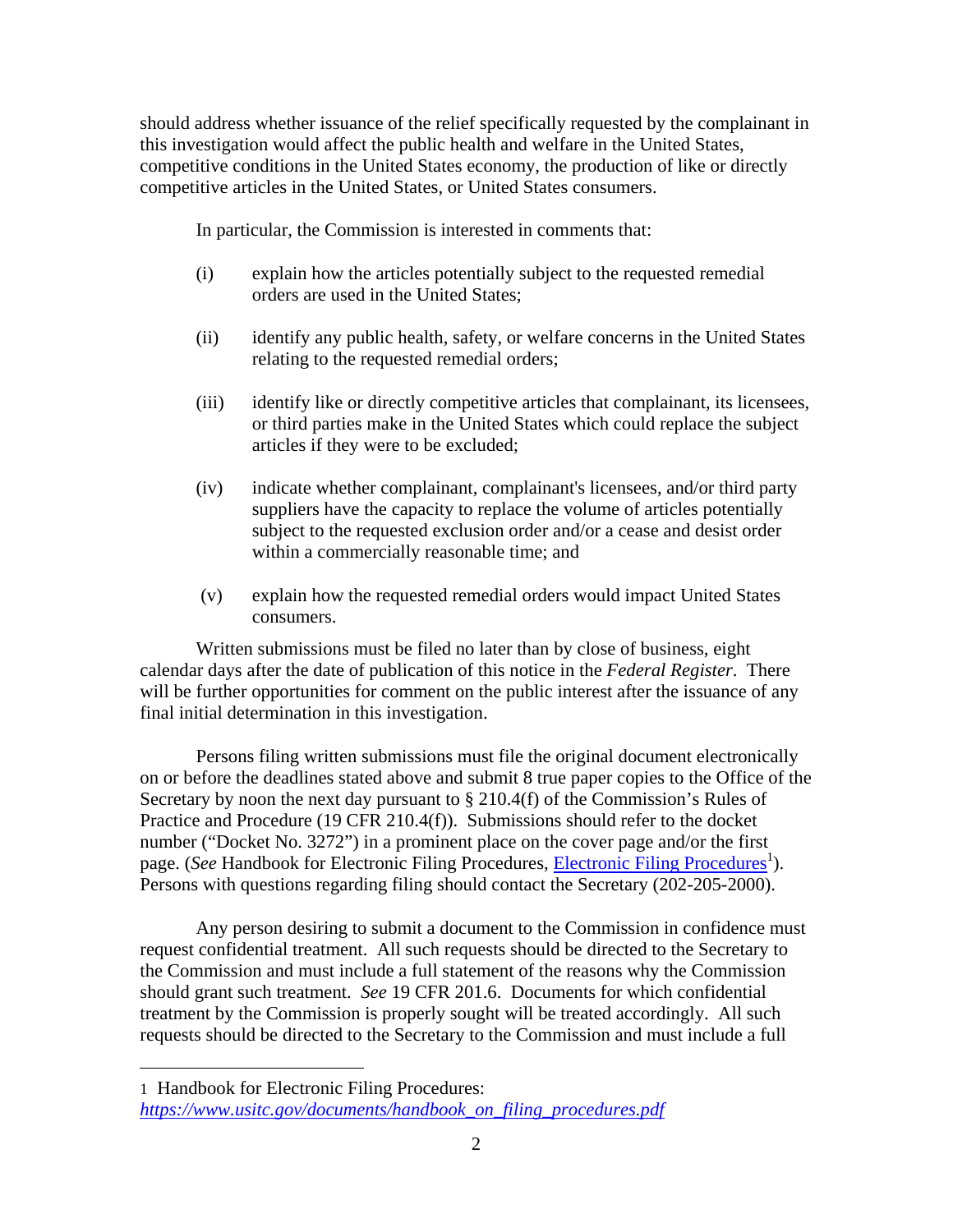should address whether issuance of the relief specifically requested by the complainant in this investigation would affect the public health and welfare in the United States, competitive conditions in the United States economy, the production of like or directly competitive articles in the United States, or United States consumers.

In particular, the Commission is interested in comments that:

(i) explain how the articles potentially subject to the requested remedial orders are used in the United States;

(ii) identify any public health, safety, or welfare concerns in the United States relating to the requested remedial orders;

(iii) identify like or directly competitive articles that complainant, its licensees, or third parties make in the United States which could replace the subject articles if they were to be excluded;

(iv) indicate whether complainant, complainant's licensees, and/or third party suppliers have the capacity to replace the volume of articles potentially subject to the requested exclusion order and/or a cease and desist order within a commercially reasonable time; and

(v) explain how the requested remedial orders would impact United States consumers.

Written submissions must be filed no later than by close of business, eight calendar days after the date of publication of this notice in the *Federal Register*. There will be further opportunities for comment on the public interest after the issuance of any final initial determination in this investigation.

Persons filing written submissions must file the original document electronically on or before the deadlines stated above and submit 8 true paper copies to the Office of the Secretary by noon the next day pursuant to § 210.4(f) of the Commission's Rules of Practice and Procedure (19 CFR 210.4(f)). Submissions should refer to the docket number ("Docket No. 3272") in a prominent place on the cover page and/or the first page. (*See* Handbook for Electronic Filing Procedures, Electronic Filing Procedures[1]). Persons with questions regarding filing should contact the Secretary (202-205-2000).

Any person desiring to submit a document to the Commission in confidence must request confidential treatment. All such requests should be directed to the Secretary to the Commission and must include a full statement of the reasons why the Commission should grant such treatment. *See* 19 CFR 201.6. Documents for which confidential treatment by the Commission is properly sought will be treated accordingly. All such requests should be directed to the Secretary to the Commission and must include a full

---

1 Handbook for Electronic Filing Procedures: *https://www.usitc.gov/documents/handbook_on_filing_procedures.pdf*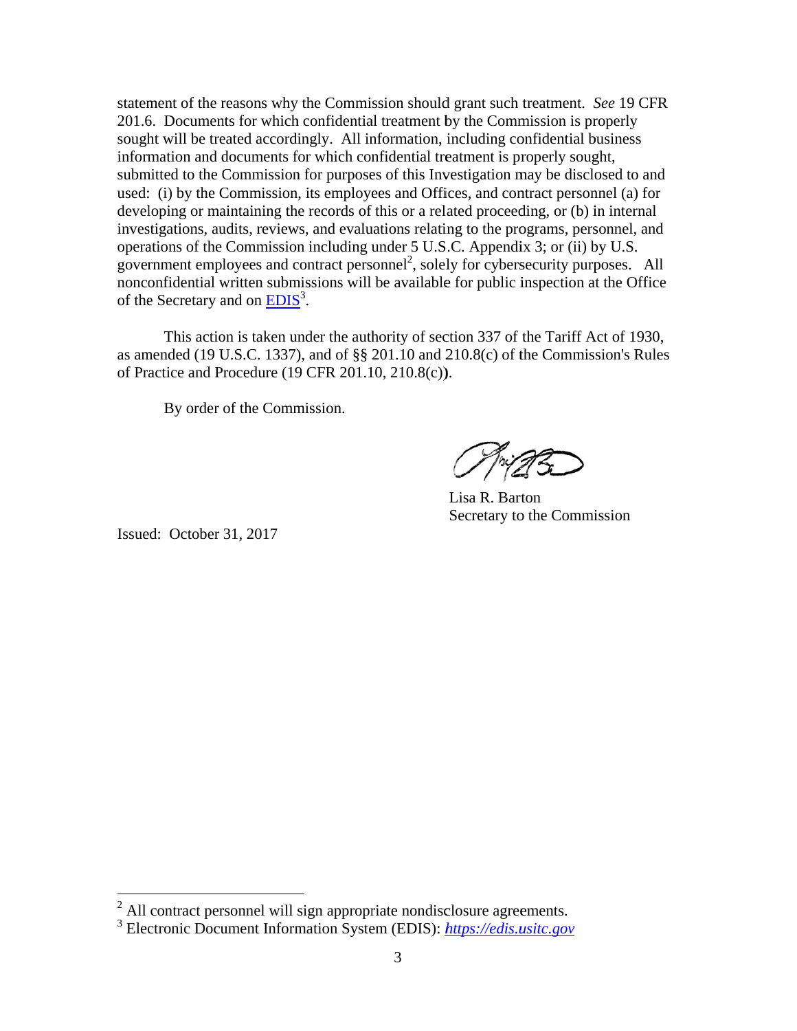statement of the reasons why the Commission should grant such treatment. *See* 19 CFR 201.6. Documents for which confidential treatment by the Commission is properly sought will be treated accordingly. All information, including confidential business information and documents for which confidential treatment is properly sought, submitted to the Commission for purposes of this Investigation may be disclosed to and used: (i) by the Commission, its employees and Offices, and contract personnel (a) for developing or maintaining the records of this or a related proceeding, or (b) in internal investigations, audits, reviews, and evaluations relating to the programs, personnel, and operations of the Commission including under 5 U.S.C. Appendix 3; or (ii) by U.S. government employees and contract personnel[2], solely for cybersecurity purposes. All nonconfidential written submissions will be available for public inspection at the Office of the Secretary and on EDIS[3].

This action is taken under the authority of section 337 of the Tariff Act of 1930, as amended (19 U.S.C. 1337), and of §§ 201.10 and 210.8(c) of the Commission's Rules of Practice and Procedure (19 CFR 201.10, 210.8(c)).

By order of the Commission.

Lisa R. Barton
Secretary to the Commission

Issued: October 31, 2017

[2] All contract personnel will sign appropriate nondisclosure agreements.

[3] Electronic Document Information System (EDIS): *https://edis.usitc.gov*